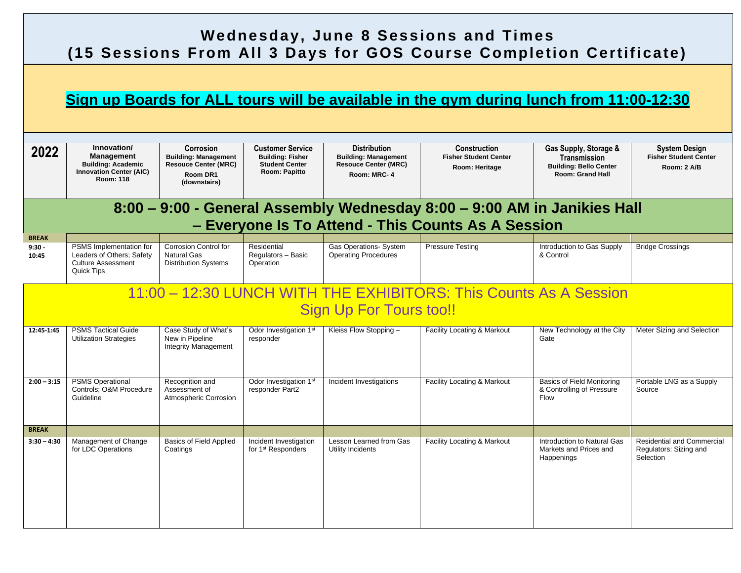# Wednesday, June 8 Sessions and Times
## (15 Sessions From All 3 Days for GOS Course Completion Certificate)

**Sign up Boards for ALL tours will be available in the gym during lunch from 11:00-12:30**

| 2022 | Innovation/ Management<br>Building: Academic Innovation Center (AIC)<br>Room: 118 | Corrosion<br>Building: Management Resouce Center (MRC)<br>Room DR1 (downstairs) | Customer Service<br>Building: Fisher Student Center<br>Room: Papitto | Distribution<br>Building: Management Resouce Center (MRC)<br>Room: MRC- 4 | Construction<br>Fisher Student Center<br>Room: Heritage | Gas Supply, Storage & Transmission<br>Building: Bello Center<br>Room: Grand Hall | System Design<br>Fisher Student Center<br>Room: 2 A/B |
|---|---|---|---|---|---|---|---|
| **8:00 – 9:00 - General Assembly Wednesday 8:00 – 9:00 AM in Janikies Hall – Everyone Is To Attend - This Counts As A Session** | | | | | | | |
| **BREAK** | | | | | | | |
| 9:30 - 10:45 | PSMS Implementation for Leaders of Others; Safety Culture Assessment Quick Tips | Corrosion Control for Natural Gas Distribution Systems | Residential Regulators – Basic Operation | Gas Operations- System Operating Procedures | Pressure Testing | Introduction to Gas Supply & Control | Bridge Crossings |
| **11:00 – 12:30 LUNCH WITH THE EXHIBITORS: This Counts As A Session Sign Up For Tours too!!** | | | | | | | |
| 12:45-1:45 | PSMS Tactical Guide Utilization Strategies | Case Study of What's New in Pipeline Integrity Management | Odor Investigation 1st responder | Kleiss Flow Stopping – | Facility Locating & Markout | New Technology at the City Gate | Meter Sizing and Selection |
| 2:00 – 3:15 | PSMS Operational Controls; O&M Procedure Guideline | Recognition and Assessment of Atmospheric Corrosion | Odor Investigation 1st responder Part2 | Incident Investigations | Facility Locating & Markout | Basics of Field Monitoring & Controlling of Pressure Flow | Portable LNG as a Supply Source |
| **BREAK** | | | | | | | |
| 3:30 – 4:30 | Management of Change for LDC Operations | Basics of Field Applied Coatings | Incident Investigation for 1st Responders | Lesson Learned from Gas Utility Incidents | Facility Locating & Markout | Introduction to Natural Gas Markets and Prices and Happenings | Residential and Commercial Regulators: Sizing and Selection |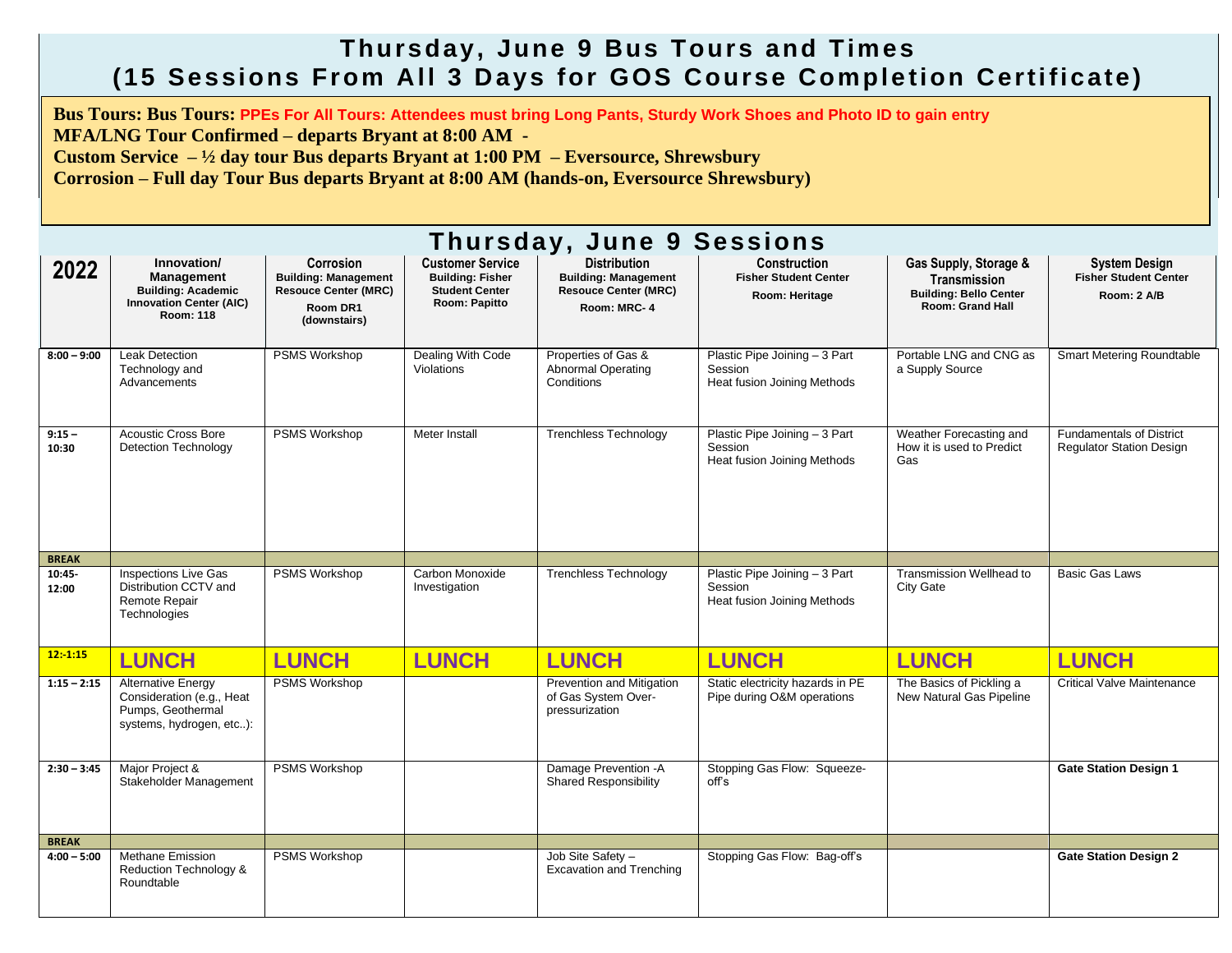# Thursday, June 9 Bus Tours and Times
# (15 Sessions From All 3 Days for GOS Course Completion Certificate)

**Bus Tours: Bus Tours: PPEs For All Tours: Attendees must bring Long Pants, Sturdy Work Shoes and Photo ID to gain entry**
**MFA/LNG Tour Confirmed – departs Bryant at 8:00 AM -**
**Custom Service – ½ day tour Bus departs Bryant at 1:00 PM – Eversource, Shrewsbury**
**Corrosion – Full day Tour Bus departs Bryant at 8:00 AM (hands-on, Eversource Shrewsbury)**

## Thursday, June 9 Sessions

| 2022 | Innovation/ Management<br>Building: Academic Innovation Center (AIC)<br>Room: 118 | Corrosion<br>Building: Management Resouce Center (MRC)<br>Room DR1 (downstairs) | Customer Service<br>Building: Fisher Student Center<br>Room: Papitto | Distribution<br>Building: Management Resouce Center (MRC)<br>Room: MRC- 4 | Construction<br>Fisher Student Center<br>Room: Heritage | Gas Supply, Storage & Transmission<br>Building: Bello Center<br>Room: Grand Hall | System Design<br>Fisher Student Center<br>Room: 2 A/B |
|---|---|---|---|---|---|---|---|
| 8:00 – 9:00 | Leak Detection Technology and Advancements | PSMS Workshop | Dealing With Code Violations | Properties of Gas & Abnormal Operating Conditions | Plastic Pipe Joining – 3 Part Session<br>Heat fusion Joining Methods | Portable LNG and CNG as a Supply Source | Smart Metering Roundtable |
| 9:15 – 10:30 | Acoustic Cross Bore Detection Technology | PSMS Workshop | Meter Install | Trenchless Technology | Plastic Pipe Joining – 3 Part Session<br>Heat fusion Joining Methods | Weather Forecasting and How it is used to Predict Gas | Fundamentals of District Regulator Station Design |
| BREAK | | | | | | | |
| 10:45-12:00 | Inspections Live Gas Distribution CCTV and Remote Repair Technologies | PSMS Workshop | Carbon Monoxide Investigation | Trenchless Technology | Plastic Pipe Joining – 3 Part Session<br>Heat fusion Joining Methods | Transmission Wellhead to City Gate | Basic Gas Laws |
| 12:-1:15 | LUNCH | LUNCH | LUNCH | LUNCH | LUNCH | LUNCH | LUNCH |
| 1:15 – 2:15 | Alternative Energy Consideration (e.g., Heat Pumps, Geothermal systems, hydrogen, etc..): | PSMS Workshop | | Prevention and Mitigation of Gas System Over-pressurization | Static electricity hazards in PE Pipe during O&M operations | The Basics of Pickling a New Natural Gas Pipeline | Critical Valve Maintenance |
| 2:30 – 3:45 | Major Project & Stakeholder Management | PSMS Workshop | | Damage Prevention -A Shared Responsibility | Stopping Gas Flow: Squeeze-off's | | **Gate Station Design 1** |
| BREAK | | | | | | | |
| 4:00 – 5:00 | Methane Emission Reduction Technology & Roundtable | PSMS Workshop | | Job Site Safety – Excavation and Trenching | Stopping Gas Flow: Bag-off's | | **Gate Station Design 2** |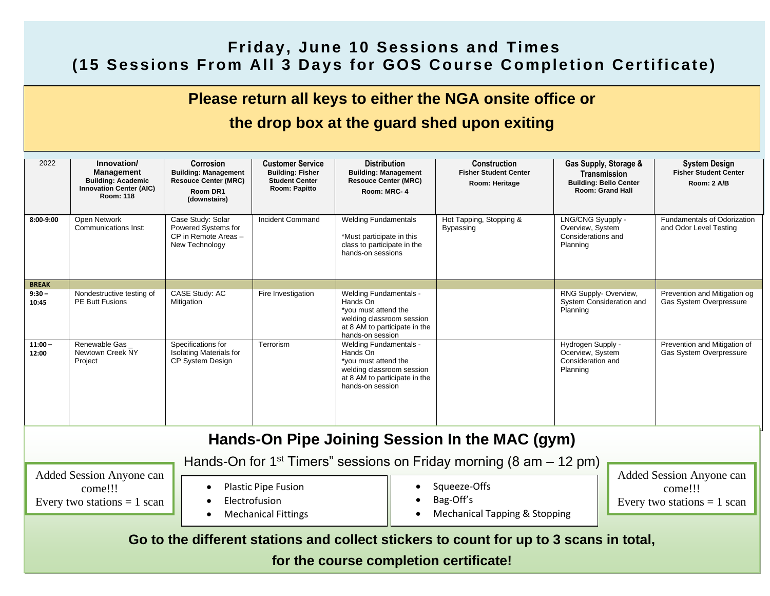# Friday, June 10 Sessions and Times
## (15 Sessions From All 3 Days for GOS Course Completion Certificate)

**Please return all keys to either the NGA onsite office or the drop box at the guard shed upon exiting**

| 2022 | **Innovation/ Management** Building: Academic Innovation Center (AIC) Room: 118 | **Corrosion** Building: Management Resouce Center (MRC) Room DR1 (downstairs) | **Customer Service** Building: Fisher Student Center Room: Papitto | **Distribution** Building: Management Resouce Center (MRC) Room: MRC- 4 | **Construction** Fisher Student Center Room: Heritage | **Gas Supply, Storage & Transmission** Building: Bello Center Room: Grand Hall | **System Design** Fisher Student Center Room: 2 A/B |
|---|---|---|---|---|---|---|---|
| **8:00-9:00** | Open Network Communications Inst: | Case Study: Solar Powered Systems for CP in Remote Areas – New Technology | Incident Command | Welding Fundamentals *Must participate in this class to participate in the hands-on sessions | Hot Tapping, Stopping & Bypassing | LNG/CNG Syupply - Overview, System Considerations and Planning | Fundamentals of Odorization and Odor Level Testing |
| **BREAK** | | | | | | | |
| **9:30 – 10:45** | Nondestructive testing of PE Butt Fusions | CASE Study: AC Mitigation | Fire Investigation | Welding Fundamentals - Hands On *you must attend the welding classroom session at 8 AM to participate in the hands-on session | | RNG Supply- Overview, System Consideration and Planning | Prevention and Mitigation og Gas System Overpressure |
| **11:00 – 12:00** | Renewable Gas _ Newtown Creek NY Project | Specifications for Isolating Materials for CP System Design | Terrorism | Welding Fundamentals - Hands On *you must attend the welding classroom session at 8 AM to participate in the hands-on session | | Hydrogen Supply - Ocerview, System Consideration and Planning | Prevention and Mitigation of Gas System Overpressure |

## Hands-On Pipe Joining Session In the MAC (gym)

Hands-On for 1st Timers" sessions on Friday morning (8 am – 12 pm)

Added Session Anyone can come!!!
Every two stations = 1 scan

- Plastic Pipe Fusion
- Electrofusion
- Mechanical Fittings

- Squeeze-Offs
- Bag-Off's
- Mechanical Tapping & Stopping

Added Session Anyone can come!!!
Every two stations = 1 scan

**Go to the different stations and collect stickers to count for up to 3 scans in total, for the course completion certificate!**